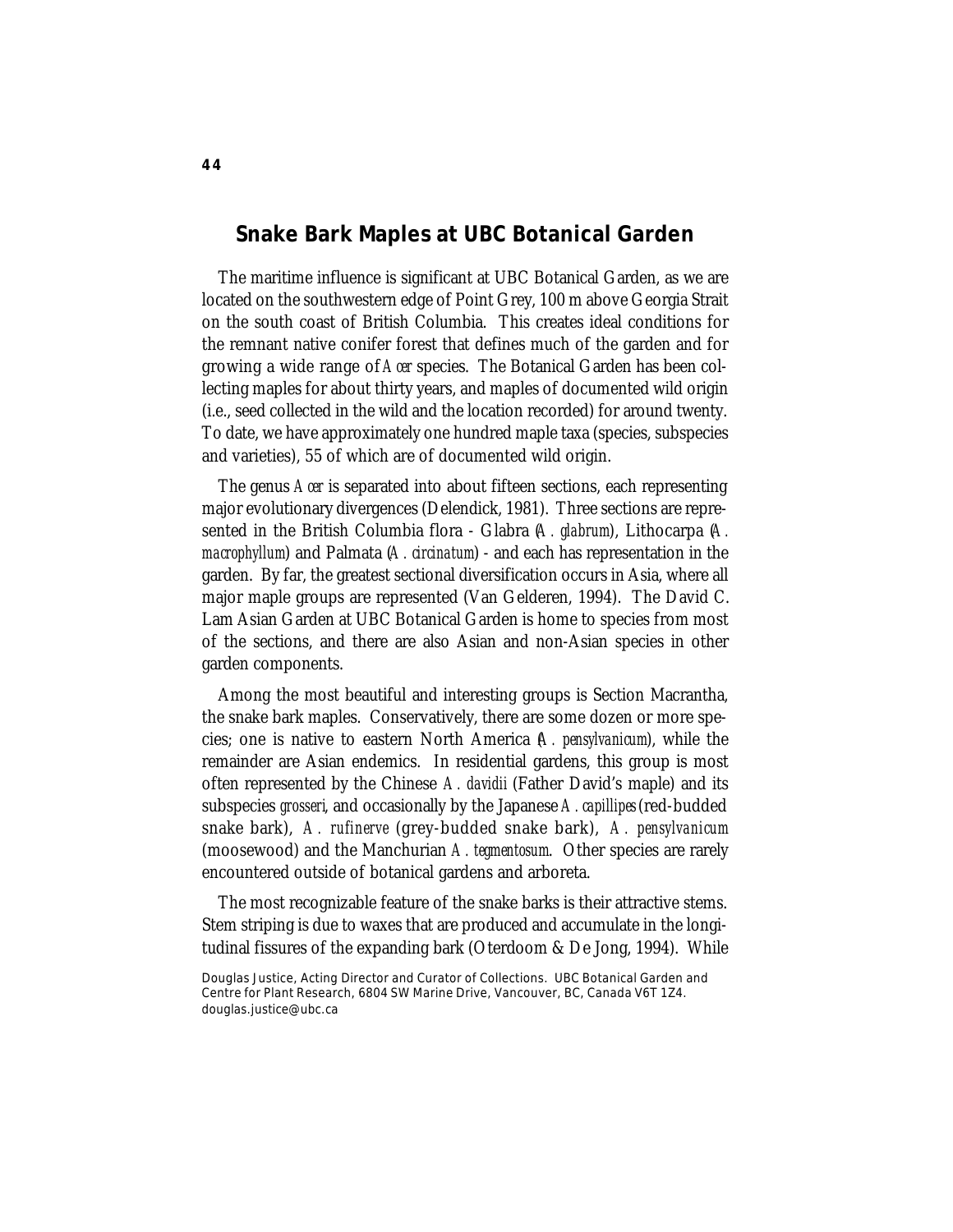## Snake Bark Maples at UBC Botanical Garden

The maritime influence is significant at UBC Botanical Garden, as we are located on the southwestern edge of Point Grey, 100 m above Georgia Strait on the south coast of British Columbia. This creates ideal conditions for the remnant native conifer forest that defines much of the garden and for growing a wide range of *Acer* species. The Botanical Garden has been collecting maples for about thirty years, and maples of documented wild origin (i.e., seed collected in the wild and the location recorded) for around twenty. To date, we have approximately one hundred maple taxa (species, subspecies and varieties), 55 of which are of documented wild origin.

The genus *Acer* is separated into about fifteen sections, each representing major evolutionary divergences (Delendick, 1981). Three sections are represented in the British Columbia flora - Glabra (*A. glabrum*), Lithocarpa (*A. macrophyllum*) and Palmata (*A. circinatum*) - and each has representation in the garden. By far, the greatest sectional diversification occurs in Asia, where all major maple groups are represented (Van Gelderen, 1994). The David C. Lam Asian Garden at UBC Botanical Garden is home to species from most of the sections, and there are also Asian and non-Asian species in other garden components.

Among the most beautiful and interesting groups is Section Macrantha, the snake bark maples. Conservatively, there are some dozen or more species; one is native to eastern North America (*A. pensylvanicum*), while the remainder are Asian endemics. In residential gardens, this group is most often represented by the Chinese *A. davidii* (Father David's maple) and its subspecies *grosseri*, and occasionally by the Japanese *A. capillipes* (red-budded snake bark), *A. rufinerve* (grey-budded snake bark), *A. pensylvanicum* (moosewood) and the Manchurian *A. tegmentosum*. Other species are rarely encountered outside of botanical gardens and arboreta.

The most recognizable feature of the snake barks is their attractive stems. Stem striping is due to waxes that are produced and accumulate in the longitudinal fissures of the expanding bark (Oterdoom & De Jong, 1994). While

Douglas Justice, Acting Director and Curator of Collections. UBC Botanical Garden and Centre for Plant Research, 6804 SW Marine Drive, Vancouver, BC, Canada V6T 1Z4. douglas.justice@ubc.ca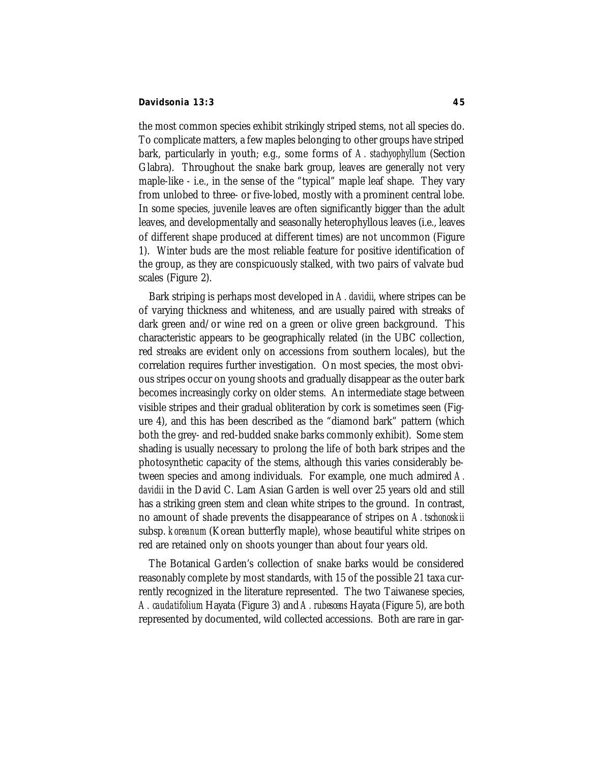the most common species exhibit strikingly striped stems, not all species do. To complicate matters, a few maples belonging to other groups have striped bark, particularly in youth; e.g., some forms of *A. stachyophyllum* (Section Glabra). Throughout the snake bark group, leaves are generally not very maple-like - i.e., in the sense of the "typical" maple leaf shape. They vary from unlobed to three- or five-lobed, mostly with a prominent central lobe. In some species, juvenile leaves are often significantly bigger than the adult leaves, and developmentally and seasonally heterophyllous leaves (i.e., leaves of different shape produced at different times) are not uncommon (Figure 1). Winter buds are the most reliable feature for positive identification of the group, as they are conspicuously stalked, with two pairs of valvate bud scales (Figure 2).

Bark striping is perhaps most developed in *A. davidii*, where stripes can be of varying thickness and whiteness, and are usually paired with streaks of dark green and/or wine red on a green or olive green background. This characteristic appears to be geographically related (in the UBC collection, red streaks are evident only on accessions from southern locales), but the correlation requires further investigation. On most species, the most obvious stripes occur on young shoots and gradually disappear as the outer bark becomes increasingly corky on older stems. An intermediate stage between visible stripes and their gradual obliteration by cork is sometimes seen (Figure 4), and this has been described as the "diamond bark" pattern (which both the grey- and red-budded snake barks commonly exhibit). Some stem shading is usually necessary to prolong the life of both bark stripes and the photosynthetic capacity of the stems, although this varies considerably between species and among individuals. For example, one much admired *A. davidii* in the David C. Lam Asian Garden is well over 25 years old and still has a striking green stem and clean white stripes to the ground. In contrast, no amount of shade prevents the disappearance of stripes on *A. tschonoskii* subsp. *koreanum* (Korean butterfly maple), whose beautiful white stripes on red are retained only on shoots younger than about four years old.

The Botanical Garden's collection of snake barks would be considered reasonably complete by most standards, with 15 of the possible 21 taxa currently recognized in the literature represented. The two Taiwanese species, *A. caudatifolium* Hayata (Figure 3) and *A. rubescens* Hayata (Figure 5), are both represented by documented, wild collected accessions. Both are rare in gar-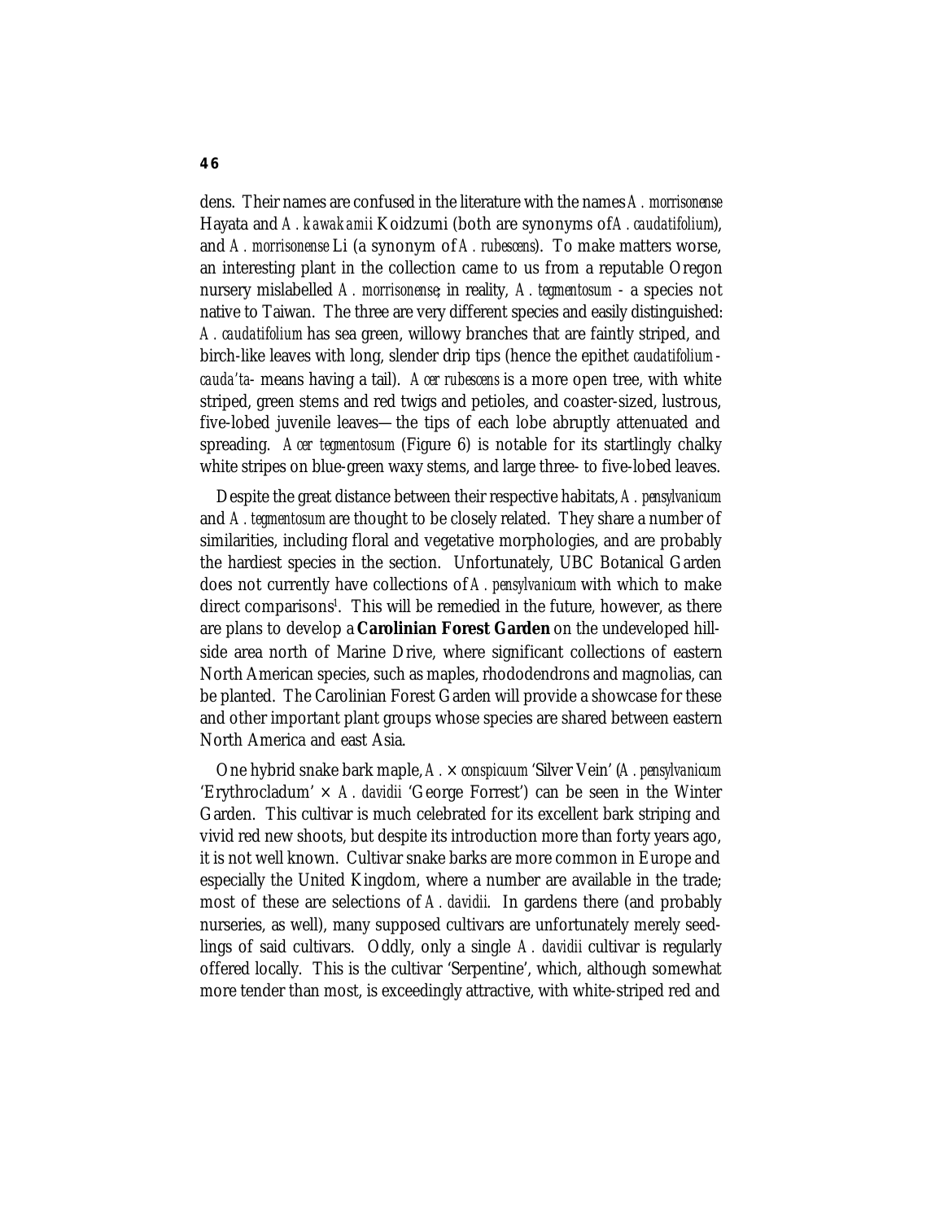dens. Their names are confused in the literature with the names *A. morrisonense* Hayata and *A. kawakamii* Koidzumi (both are synonyms of *A. caudatifolium*), and *A. morrisonense* Li (a synonym of *A. rubescens*). To make matters worse, an interesting plant in the collection came to us from a reputable Oregon nursery mislabelled *A. morrisonense*; in reality, *A. tegmentosum* - a species not native to Taiwan. The three are very different species and easily distinguished: *A. caudatifolium* has sea green, willowy branches that are faintly striped, and birch-like leaves with long, slender drip tips (hence the epithet *caudatifolium* - *cauda'ta*- means having a tail). *Acer rubescens* is a more open tree, with white striped, green stems and red twigs and petioles, and coaster-sized, lustrous, five-lobed juvenile leaves—the tips of each lobe abruptly attenuated and spreading. *Acer tegmentosum* (Figure 6) is notable for its startlingly chalky white stripes on blue-green waxy stems, and large three- to five-lobed leaves.

Despite the great distance between their respective habitats, *A. pensylvanicum* and *A. tegmentosum* are thought to be closely related. They share a number of similarities, including floral and vegetative morphologies, and are probably the hardiest species in the section. Unfortunately, UBC Botanical Garden does not currently have collections of *A. pensylvanicum* with which to make direct comparisons[1]. This will be remedied in the future, however, as there are plans to develop a **Carolinian Forest Garden** on the undeveloped hill-side area north of Marine Drive, where significant collections of eastern North American species, such as maples, rhododendrons and magnolias, can be planted. The Carolinian Forest Garden will provide a showcase for these and other important plant groups whose species are shared between eastern North America and east Asia.

One hybrid snake bark maple, *A.* × *conspicuum* 'Silver Vein' (*A. pensylvanicum* 'Erythrocladum' × *A. davidii* 'George Forrest') can be seen in the Winter Garden. This cultivar is much celebrated for its excellent bark striping and vivid red new shoots, but despite its introduction more than forty years ago, it is not well known. Cultivar snake barks are more common in Europe and especially the United Kingdom, where a number are available in the trade; most of these are selections of *A. davidii*. In gardens there (and probably nurseries, as well), many supposed cultivars are unfortunately merely seed-lings of said cultivars. Oddly, only a single *A. davidii* cultivar is regularly offered locally. This is the cultivar 'Serpentine', which, although somewhat more tender than most, is exceedingly attractive, with white-striped red and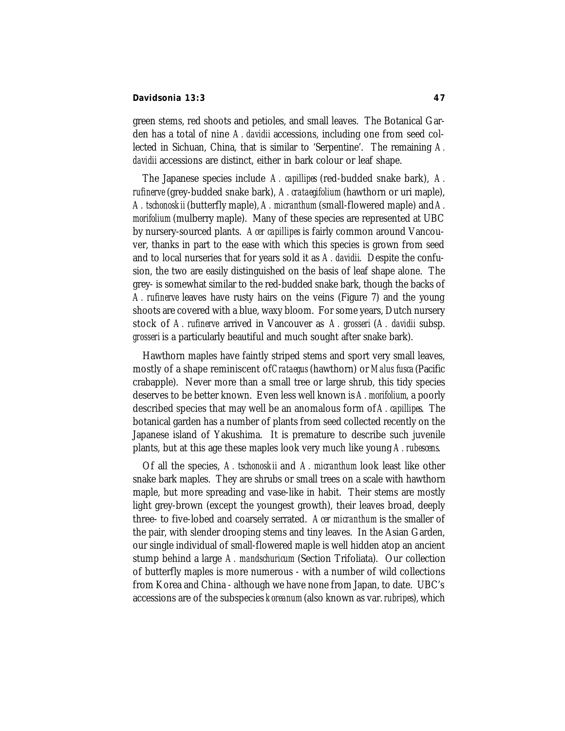green stems, red shoots and petioles, and small leaves. The Botanical Garden has a total of nine *A. davidii* accessions, including one from seed collected in Sichuan, China, that is similar to 'Serpentine'. The remaining *A. davidii* accessions are distinct, either in bark colour or leaf shape.

The Japanese species include *A. capillipes* (red-budded snake bark), *A. rufinerve* (grey-budded snake bark), *A. crataegifolium* (hawthorn or uri maple), *A. tschonoskii* (butterfly maple), *A. micranthum* (small-flowered maple) and *A. morifolium* (mulberry maple). Many of these species are represented at UBC by nursery-sourced plants. *Acer capillipes* is fairly common around Vancouver, thanks in part to the ease with which this species is grown from seed and to local nurseries that for years sold it as *A. davidii*. Despite the confusion, the two are easily distinguished on the basis of leaf shape alone. The grey- is somewhat similar to the red-budded snake bark, though the backs of *A. rufinerve* leaves have rusty hairs on the veins (Figure 7) and the young shoots are covered with a blue, waxy bloom. For some years, Dutch nursery stock of *A. rufinerve* arrived in Vancouver as *A. grosseri* (*A. davidii* subsp. *grosseri* is a particularly beautiful and much sought after snake bark).

Hawthorn maples have faintly striped stems and sport very small leaves, mostly of a shape reminiscent of *Crataegus* (hawthorn) or *Malus fusca* (Pacific crabapple). Never more than a small tree or large shrub, this tidy species deserves to be better known. Even less well known is *A. morifolium*, a poorly described species that may well be an anomalous form of *A. capillipes*. The botanical garden has a number of plants from seed collected recently on the Japanese island of Yakushima. It is premature to describe such juvenile plants, but at this age these maples look very much like young *A. rubescens*.

Of all the species, *A. tschonoskii* and *A. micranthum* look least like other snake bark maples. They are shrubs or small trees on a scale with hawthorn maple, but more spreading and vase-like in habit. Their stems are mostly light grey-brown (except the youngest growth), their leaves broad, deeply three- to five-lobed and coarsely serrated. *Acer micranthum* is the smaller of the pair, with slender drooping stems and tiny leaves. In the Asian Garden, our single individual of small-flowered maple is well hidden atop an ancient stump behind a large *A. mandschuricum* (Section Trifoliata). Our collection of butterfly maples is more numerous - with a number of wild collections from Korea and China - although we have none from Japan, to date. UBC's accessions are of the subspecies *koreanum* (also known as var. *rubripes*), which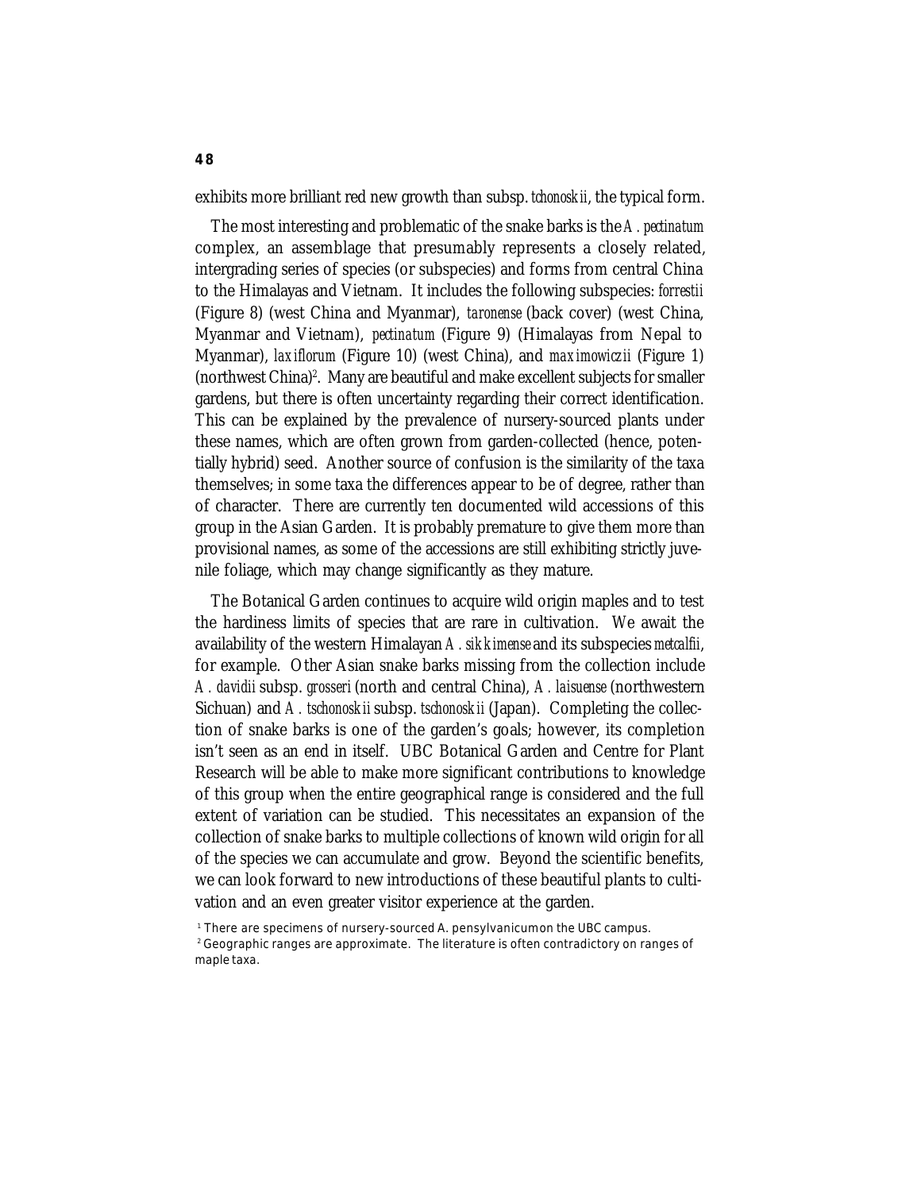exhibits more brilliant red new growth than subsp. *tchonoskii*, the typical form.

The most interesting and problematic of the snake barks is the *A. pectinatum* complex, an assemblage that presumably represents a closely related, intergrading series of species (or subspecies) and forms from central China to the Himalayas and Vietnam. It includes the following subspecies: *forrestii* (Figure 8) (west China and Myanmar), *taronense* (back cover) (west China, Myanmar and Vietnam), *pectinatum* (Figure 9) (Himalayas from Nepal to Myanmar), *laxiflorum* (Figure 10) (west China), and *maximowiczii* (Figure 1) (northwest China)[2]. Many are beautiful and make excellent subjects for smaller gardens, but there is often uncertainty regarding their correct identification. This can be explained by the prevalence of nursery-sourced plants under these names, which are often grown from garden-collected (hence, potentially hybrid) seed. Another source of confusion is the similarity of the taxa themselves; in some taxa the differences appear to be of degree, rather than of character. There are currently ten documented wild accessions of this group in the Asian Garden. It is probably premature to give them more than provisional names, as some of the accessions are still exhibiting strictly juvenile foliage, which may change significantly as they mature.

The Botanical Garden continues to acquire wild origin maples and to test the hardiness limits of species that are rare in cultivation. We await the availability of the western Himalayan *A. sikkimense* and its subspecies *metcalfii*, for example. Other Asian snake barks missing from the collection include *A. davidii* subsp. *grosseri* (north and central China), *A. laisuense* (northwestern Sichuan) and *A. tschonoskii* subsp. *tschonoskii* (Japan). Completing the collection of snake barks is one of the garden's goals; however, its completion isn't seen as an end in itself. UBC Botanical Garden and Centre for Plant Research will be able to make more significant contributions to knowledge of this group when the entire geographical range is considered and the full extent of variation can be studied. This necessitates an expansion of the collection of snake barks to multiple collections of known wild origin for all of the species we can accumulate and grow. Beyond the scientific benefits, we can look forward to new introductions of these beautiful plants to cultivation and an even greater visitor experience at the garden.

[1] There are specimens of nursery-sourced *A. pensylvanicum* on the UBC campus.

[2] Geographic ranges are approximate. The literature is often contradictory on ranges of maple taxa.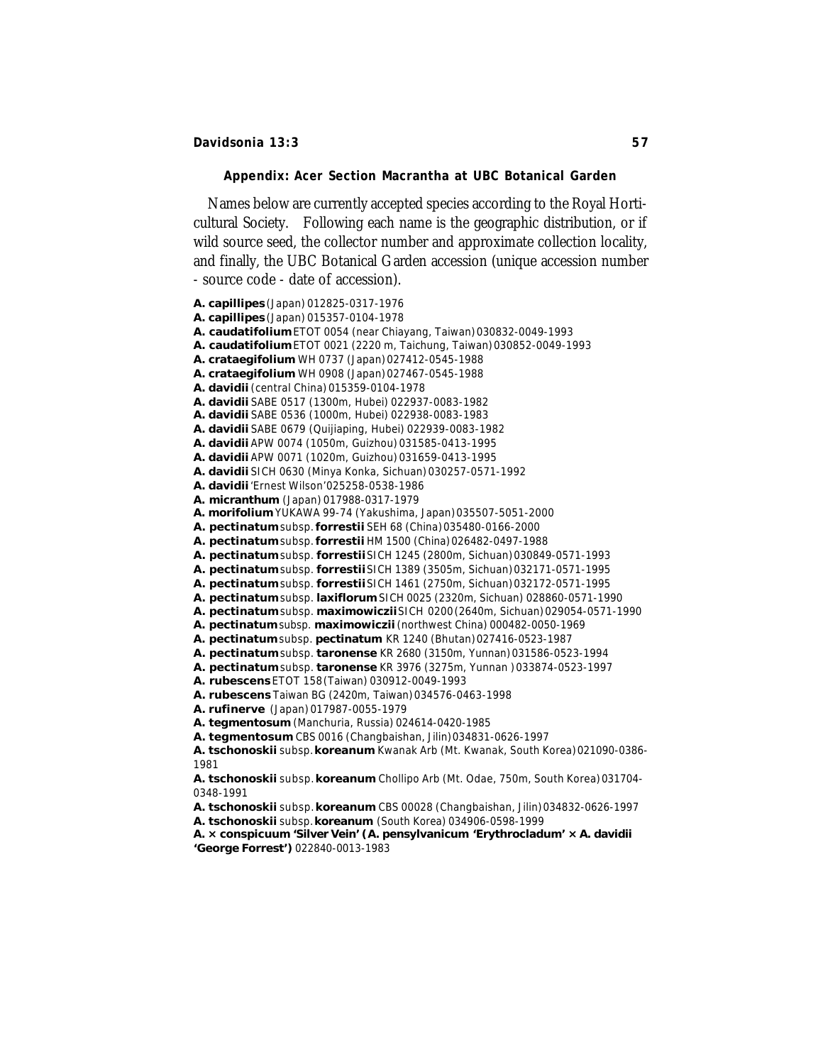### Appendix: Acer Section Macrantha at UBC Botanical Garden

Names below are currently accepted species according to the Royal Horticultural Society. Following each name is the geographic distribution, or if wild source seed, the collector number and approximate collection locality, and finally, the UBC Botanical Garden accession (unique accession number - source code - date of accession).

**A. capillipes** (Japan) 012825-0317-1976
**A. capillipes** (Japan) 015357-0104-1978
**A. caudatifolium** ETOT 0054 (near Chiayang, Taiwan) 030832-0049-1993
**A. caudatifolium** ETOT 0021 (2220 m, Taichung, Taiwan) 030852-0049-1993
**A. crataegifolium** WH 0737 (Japan) 027412-0545-1988
**A. crataegifolium** WH 0908 (Japan) 027467-0545-1988
**A. davidii** (central China) 015359-0104-1978
**A. davidii** SABE 0517 (1300m, Hubei) 022937-0083-1982
**A. davidii** SABE 0536 (1000m, Hubei) 022938-0083-1983
**A. davidii** SABE 0679 (Quijiaping, Hubei) 022939-0083-1982
**A. davidii** APW 0074 (1050m, Guizhou) 031585-0413-1995
**A. davidii** APW 0071 (1020m, Guizhou) 031659-0413-1995
**A. davidii** SICH 0630 (Minya Konka, Sichuan) 030257-0571-1992
**A. davidii** 'Ernest Wilson' 025258-0538-1986
**A. micranthum** (Japan) 017988-0317-1979
**A. morifolium** YUKAWA 99-74 (Yakushima, Japan) 035507-5051-2000
**A. pectinatum** subsp. **forrestii** SEH 68 (China) 035480-0166-2000
**A. pectinatum** subsp. **forrestii** HM 1500 (China) 026482-0497-1988
**A. pectinatum** subsp. **forrestii** SICH 1245 (2800m, Sichuan) 030849-0571-1993
**A. pectinatum** subsp. **forrestii** SICH 1389 (3505m, Sichuan) 032171-0571-1995
**A. pectinatum** subsp. **forrestii** SICH 1461 (2750m, Sichuan) 032172-0571-1995
**A. pectinatum** subsp. **laxiflorum** SICH 0025 (2320m, Sichuan) 028860-0571-1990
**A. pectinatum** subsp. **maximowiczii** SICH 0200 (2640m, Sichuan) 029054-0571-1990
**A. pectinatum** subsp. **maximowiczii** (northwest China) 000482-0050-1969
**A. pectinatum** subsp. **pectinatum** KR 1240 (Bhutan) 027416-0523-1987
**A. pectinatum** subsp. **taronense** KR 2680 (3150m, Yunnan) 031586-0523-1994
**A. pectinatum** subsp. **taronense** KR 3976 (3275m, Yunnan ) 033874-0523-1997
**A. rubescens** ETOT 158 (Taiwan) 030912-0049-1993
**A. rubescens** Taiwan BG (2420m, Taiwan) 034576-0463-1998
**A. rufinerve** (Japan) 017987-0055-1979
**A. tegmentosum** (Manchuria, Russia) 024614-0420-1985
**A. tegmentosum** CBS 0016 (Changbaishan, Jilin) 034831-0626-1997
**A. tschonoskii** subsp. **koreanum** Kwanak Arb (Mt. Kwanak, South Korea) 021090-0386-1981
**A. tschonoskii** subsp. **koreanum** Chollipo Arb (Mt. Odae, 750m, South Korea) 031704-0348-1991
**A. tschonoskii** subsp. **koreanum** CBS 00028 (Changbaishan, Jilin) 034832-0626-1997
**A. tschonoskii** subsp. **koreanum** (South Korea) 034906-0598-1999
**A. × conspicuum 'Silver Vein' (A. pensylvanicum 'Erythrocladum' × A. davidii 'George Forrest')** 022840-0013-1983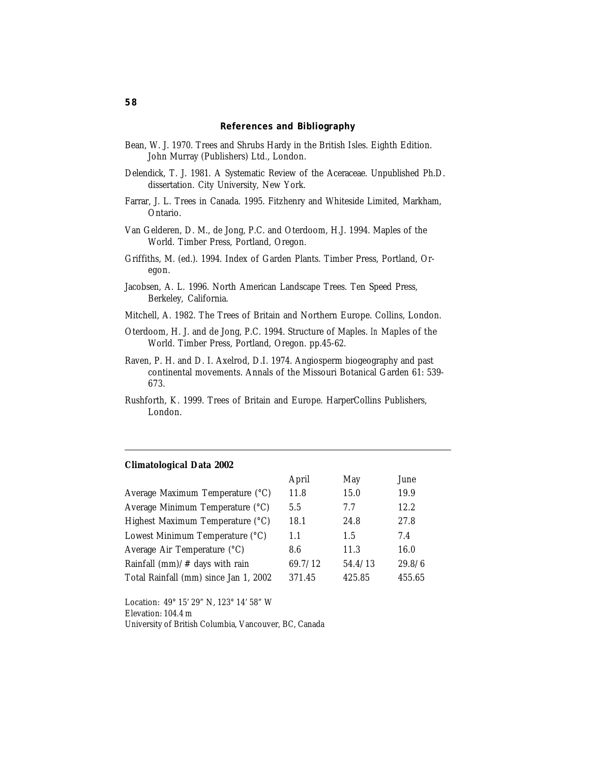## References and Bibliography

Bean, W. J. 1970. Trees and Shrubs Hardy in the British Isles. Eighth Edition. John Murray (Publishers) Ltd., London.

Delendick, T. J. 1981. A Systematic Review of the Aceraceae. Unpublished Ph.D. dissertation. City University, New York.

Farrar, J. L. Trees in Canada. 1995. Fitzhenry and Whiteside Limited, Markham, Ontario.

Van Gelderen, D. M., de Jong, P.C. and Oterdoom, H.J. 1994. Maples of the World. Timber Press, Portland, Oregon.

Griffiths, M. (ed.). 1994. Index of Garden Plants. Timber Press, Portland, Oregon.

Jacobsen, A. L. 1996. North American Landscape Trees. Ten Speed Press, Berkeley, California.

Mitchell, A. 1982. The Trees of Britain and Northern Europe. Collins, London.

Oterdoom, H. J. and de Jong, P.C. 1994. Structure of Maples. *In* Maples of the World. Timber Press, Portland, Oregon. pp.45-62.

Raven, P. H. and D. I. Axelrod, D.I. 1974. Angiosperm biogeography and past continental movements. Annals of the Missouri Botanical Garden 61: 539-673.

Rushforth, K. 1999. Trees of Britain and Europe. HarperCollins Publishers, London.

---

**Climatological Data 2002**

| | April | May | June |
|---|---|---|---|
| Average Maximum Temperature (°C) | 11.8 | 15.0 | 19.9 |
| Average Minimum Temperature (°C) | 5.5 | 7.7 | 12.2 |
| Highest Maximum Temperature (°C) | 18.1 | 24.8 | 27.8 |
| Lowest Minimum Temperature (°C) | 1.1 | 1.5 | 7.4 |
| Average Air Temperature (°C) | 8.6 | 11.3 | 16.0 |
| Rainfall (mm)/# days with rain | 69.7/12 | 54.4/13 | 29.8/6 |
| Total Rainfall (mm) since Jan 1, 2002 | 371.45 | 425.85 | 455.65 |

Location: 49° 15′ 29″ N, 123° 14′ 58″ W
Elevation: 104.4 m
University of British Columbia, Vancouver, BC, Canada